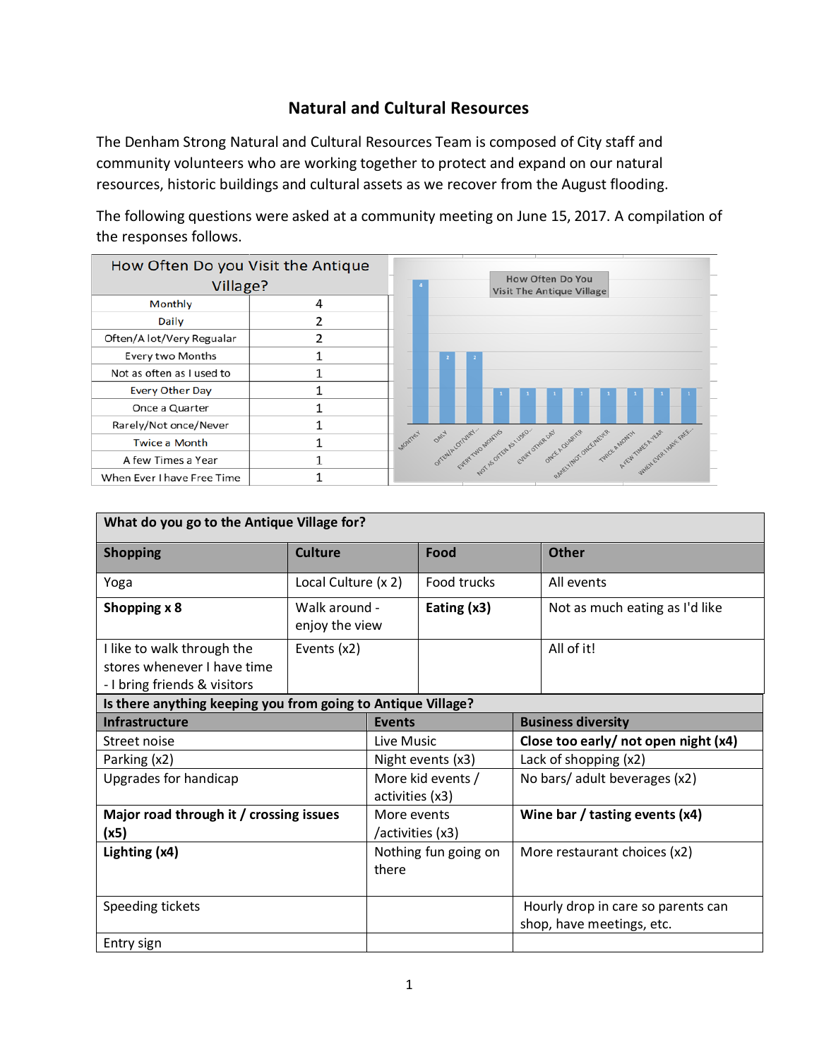# Natural and Cultural Resources

The Denham Strong Natural and Cultural Resources Team is composed of City staff and community volunteers who are working together to protect and expand on our natural resources, historic buildings and cultural assets as we recover from the August flooding.

The following questions were asked at a community meeting on June 15, 2017. A compilation of the responses follows.

| How Often Do you Visit the Antique Village? | |
|---|---|
| Monthly | 4 |
| Daily | 2 |
| Often/A lot/Very Regualar | 2 |
| Every two Months | 1 |
| Not as often as I used to | 1 |
| Every Other Day | 1 |
| Once a Quarter | 1 |
| Rarely/Not once/Never | 1 |
| Twice a Month | 1 |
| A few Times a Year | 1 |
| When Ever I have Free Time | 1 |

How Often Do You Visit The Antique Village

| What do you go to the Antique Village for? | | | |
|---|---|---|---|
| **Shopping** | **Culture** | **Food** | **Other** |
| Yoga | Local Culture (x 2) | Food trucks | All events |
| **Shopping x 8** | Walk around - enjoy the view | **Eating (x3)** | Not as much eating as I'd like |
| I like to walk through the stores whenever I have time - I bring friends & visitors | Events (x2) | | All of it! |

| Is there anything keeping you from going to Antique Village? | | |
|---|---|---|
| **Infrastructure** | **Events** | **Business diversity** |
| Street noise | Live Music | **Close too early/ not open night (x4)** |
| Parking (x2) | Night events (x3) | Lack of shopping (x2) |
| Upgrades for handicap | More kid events / activities (x3) | No bars/ adult beverages (x2) |
| **Major road through it / crossing issues (x5)** | More events /activities (x3) | **Wine bar / tasting events (x4)** |
| **Lighting (x4)** | Nothing fun going on there | More restaurant choices (x2) |
| Speeding tickets | | Hourly drop in care so parents can shop, have meetings, etc. |
| Entry sign | | |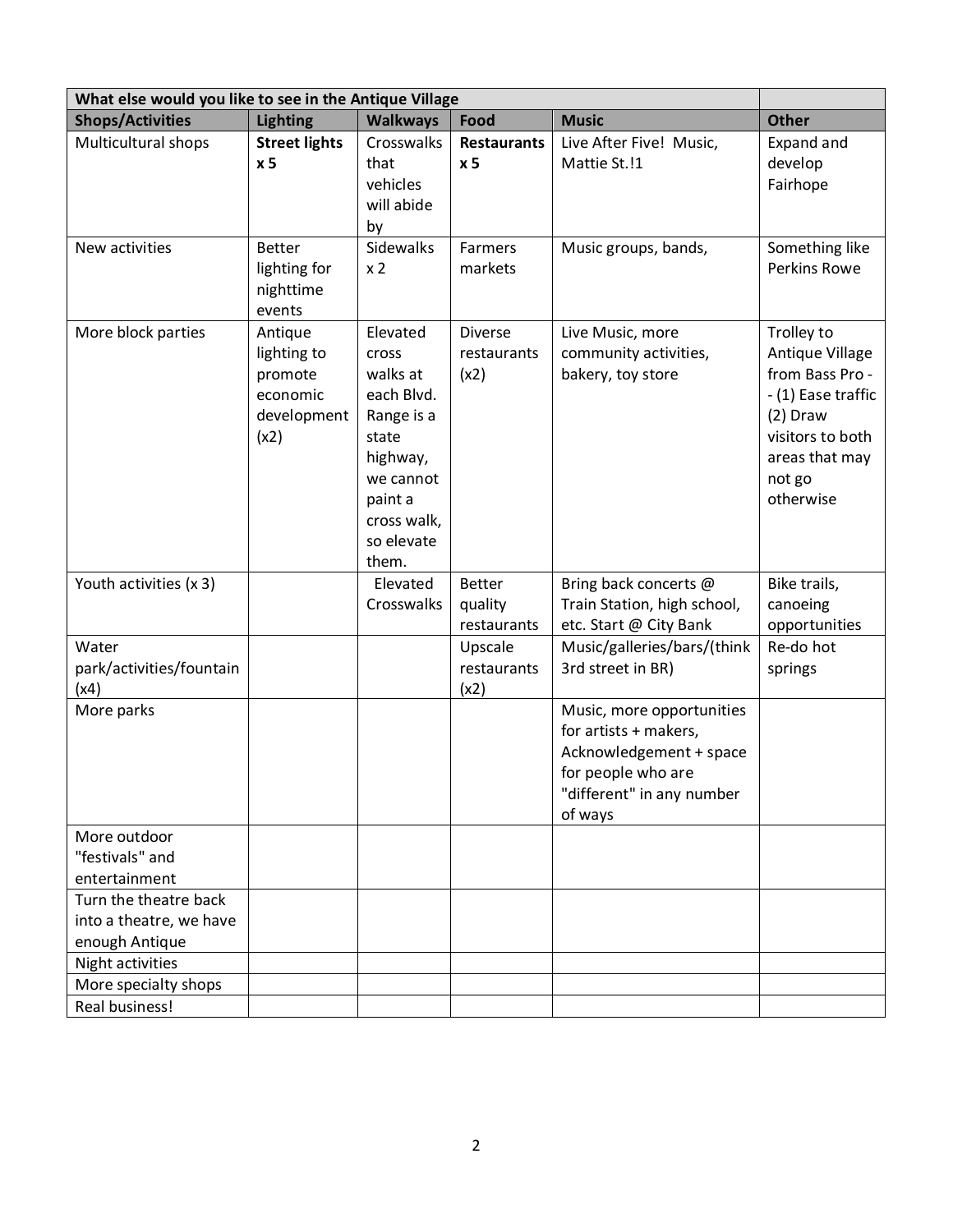| What else would you like to see in the Antique Village | | | | | |
|---|---|---|---|---|---|
| **Shops/Activities** | **Lighting** | **Walkways** | **Food** | **Music** | **Other** |
| Multicultural shops | **Street lights x 5** | Crosswalks that vehicles will abide by | **Restaurants x 5** | Live After Five! Music, Mattie St.!1 | Expand and develop Fairhope |
| New activities | Better lighting for nighttime events | Sidewalks x 2 | Farmers markets | Music groups, bands, | Something like Perkins Rowe |
| More block parties | Antique lighting to promote economic development (x2) | Elevated cross walks at each Blvd. Range is a state highway, we cannot paint a cross walk, so elevate them. | Diverse restaurants (x2) | Live Music, more community activities, bakery, toy store | Trolley to Antique Village from Bass Pro -- (1) Ease traffic (2) Draw visitors to both areas that may not go otherwise |
| Youth activities (x 3) | | Elevated Crosswalks | Better quality restaurants | Bring back concerts @ Train Station, high school, etc. Start @ City Bank | Bike trails, canoeing opportunities |
| Water park/activities/fountain (x4) | | | Upscale restaurants (x2) | Music/galleries/bars/(think 3rd street in BR) | Re-do hot springs |
| More parks | | | | Music, more opportunities for artists + makers, Acknowledgement + space for people who are "different" in any number of ways | |
| More outdoor "festivals" and entertainment | | | | | |
| Turn the theatre back into a theatre, we have enough Antique | | | | | |
| Night activities | | | | | |
| More specialty shops | | | | | |
| Real business! | | | | | |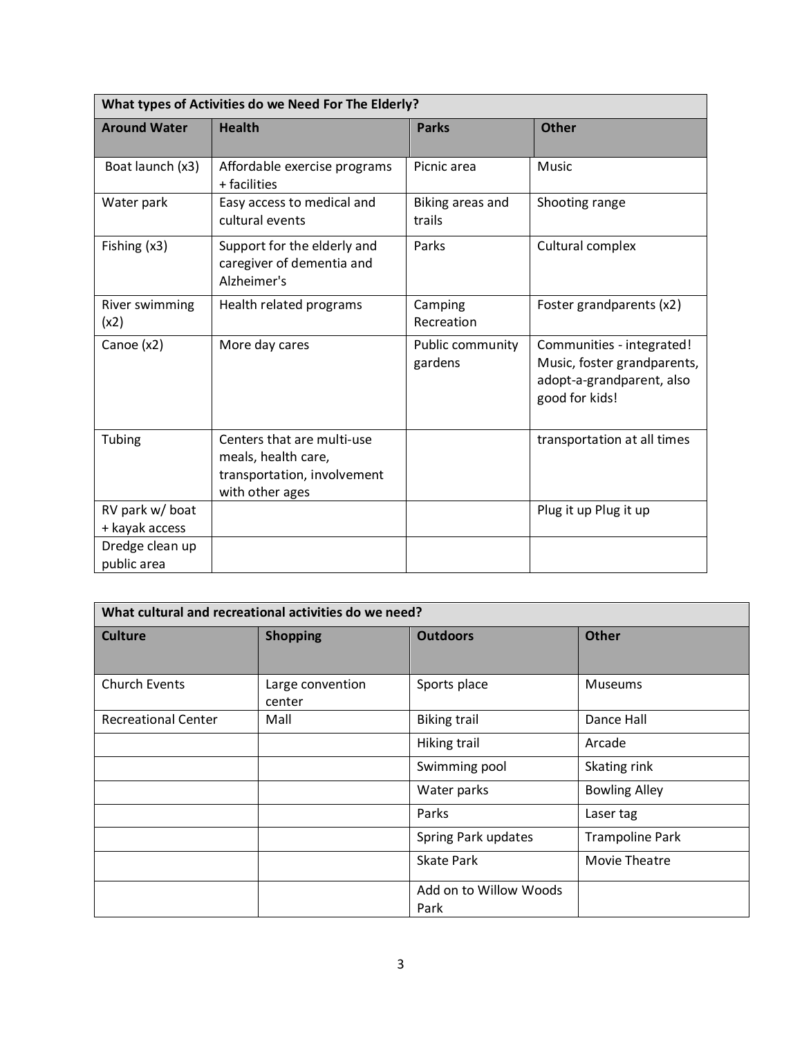| What types of Activities do we Need For The Elderly? | | | |
|---|---|---|---|
| **Around Water** | **Health** | **Parks** | **Other** |
| Boat launch (x3) | Affordable exercise programs + facilities | Picnic area | Music |
| Water park | Easy access to medical and cultural events | Biking areas and trails | Shooting range |
| Fishing (x3) | Support for the elderly and caregiver of dementia and Alzheimer's | Parks | Cultural complex |
| River swimming (x2) | Health related programs | Camping Recreation | Foster grandparents (x2) |
| Canoe (x2) | More day cares | Public community gardens | Communities - integrated! Music, foster grandparents, adopt-a-grandparent, also good for kids! |
| Tubing | Centers that are multi-use meals, health care, transportation, involvement with other ages | | transportation at all times |
| RV park w/ boat + kayak access | | | Plug it up Plug it up |
| Dredge clean up public area | | | |

| What cultural and recreational activities do we need? | | | |
|---|---|---|---|
| **Culture** | **Shopping** | **Outdoors** | **Other** |
| Church Events | Large convention center | Sports place | Museums |
| Recreational Center | Mall | Biking trail | Dance Hall |
| | | Hiking trail | Arcade |
| | | Swimming pool | Skating rink |
| | | Water parks | Bowling Alley |
| | | Parks | Laser tag |
| | | Spring Park updates | Trampoline Park |
| | | Skate Park | Movie Theatre |
| | | Add on to Willow Woods Park | |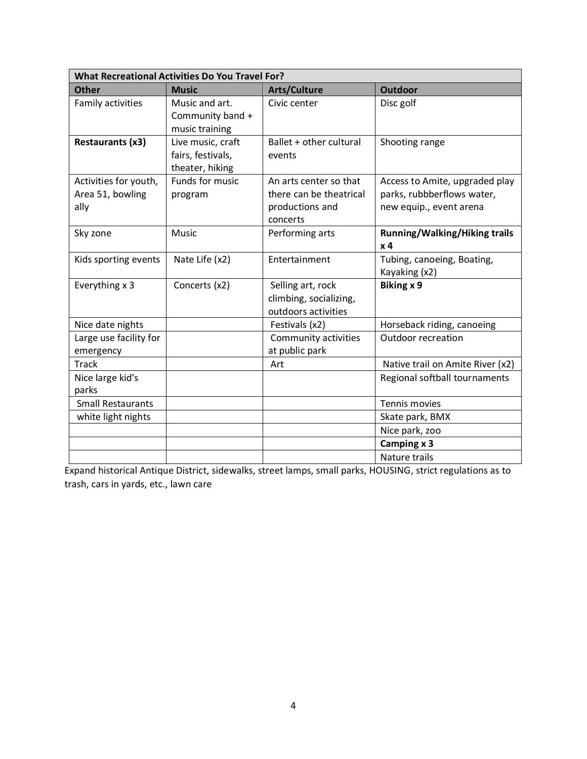| What Recreational Activities Do You Travel For? | | | |
|---|---|---|---|
| **Other** | **Music** | **Arts/Culture** | **Outdoor** |
| Family activities | Music and art. Community band + music training | Civic center | Disc golf |
| **Restaurants (x3)** | Live music, craft fairs, festivals, theater, hiking | Ballet + other cultural events | Shooting range |
| Activities for youth, Area 51, bowling ally | Funds for music program | An arts center so that there can be theatrical productions and concerts | Access to Amite, upgraded play parks, rubbberflows water, new equip., event arena |
| Sky zone | Music | Performing arts | **Running/Walking/Hiking trails x 4** |
| Kids sporting events | Nate Life (x2) | Entertainment | Tubing, canoeing, Boating, Kayaking (x2) |
| Everything x 3 | Concerts (x2) | Selling art, rock climbing, socializing, outdoors activities | **Biking x 9** |
| Nice date nights | | Festivals (x2) | Horseback riding, canoeing |
| Large use facility for emergency | | Community activities at public park | Outdoor recreation |
| Track | | Art | Native trail on Amite River (x2) |
| Nice large kid's parks | | | Regional softball tournaments |
| Small Restaurants | | | Tennis movies |
| white light nights | | | Skate park, BMX |
| | | | Nice park, zoo |
| | | | **Camping x 3** |
| | | | Nature trails |

Expand historical Antique District, sidewalks, street lamps, small parks, HOUSING, strict regulations as to trash, cars in yards, etc., lawn care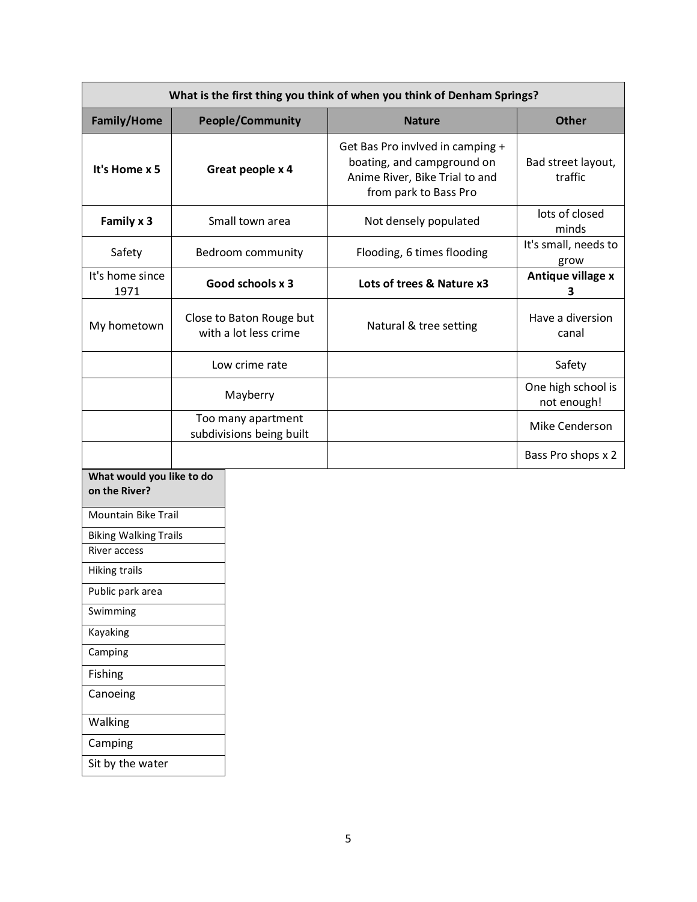| What is the first thing you think of when you think of Denham Springs? | | | |
|---|---|---|---|
| **Family/Home** | **People/Community** | **Nature** | **Other** |
| **It's Home x 5** | **Great people x 4** | Get Bas Pro invlved in camping + boating, and campground on Anime River, Bike Trial to and from park to Bass Pro | Bad street layout, traffic |
| **Family x 3** | Small town area | Not densely populated | lots of closed minds |
| Safety | Bedroom community | Flooding, 6 times flooding | It's small, needs to grow |
| It's home since 1971 | **Good schools x 3** | **Lots of trees & Nature x3** | **Antique village x 3** |
| My hometown | Close to Baton Rouge but with a lot less crime | Natural & tree setting | Have a diversion canal |
| | Low crime rate | | Safety |
| | Mayberry | | One high school is not enough! |
| | Too many apartment subdivisions being built | | Mike Cenderson |
| | | | Bass Pro shops x 2 |

| What would you like to do on the River? |
|---|
| Mountain Bike Trail |
| Biking Walking Trails |
| River access |
| Hiking trails |
| Public park area |
| Swimming |
| Kayaking |
| Camping |
| Fishing |
| Canoeing |
| Walking |
| Camping |
| Sit by the water |